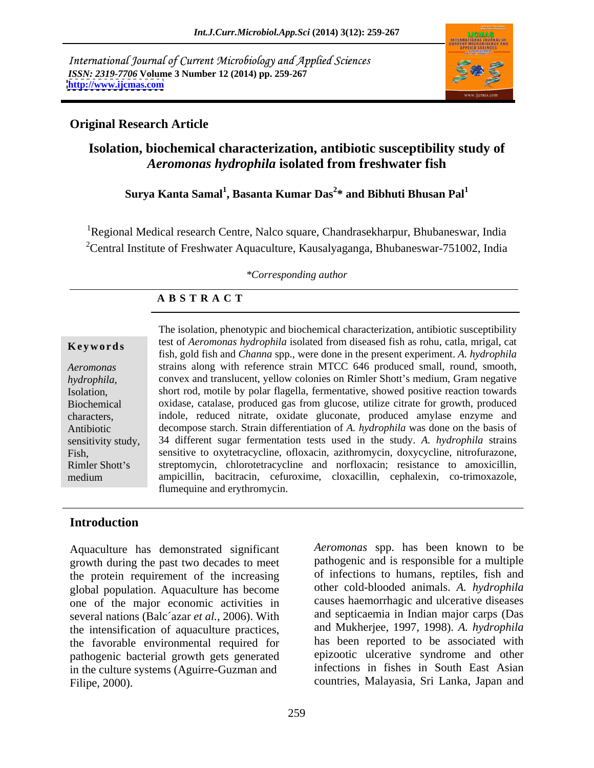International Journal of Current Microbiology and Applied Sciences
*ISSN: 2319-7706* **Volume 3 Number 12 (2014) pp. 259-267**
**http://www.ijcmas.com**

**Original Research Article**

# Isolation, biochemical characterization, antibiotic susceptibility study of *Aeromonas hydrophila* isolated from freshwater fish

**Surya Kanta Samal[1], Basanta Kumar Das[2]* and Bibhuti Bhusan Pal[1]**

[1]Regional Medical research Centre, Nalco square, Chandrasekharpur, Bhubaneswar, India
[2]Central Institute of Freshwater Aquaculture, Kausalyaganga, Bhubaneswar-751002, India

*\*Corresponding author*

**A B S T R A C T**

**Keywords**

*Aeromonas hydrophila*, Isolation, Biochemical characters, Antibiotic sensitivity study, Fish, Rimler Shott's medium

The isolation, phenotypic and biochemical characterization, antibiotic susceptibility test of *Aeromonas hydrophila* isolated from diseased fish as rohu, catla, mrigal, cat fish, gold fish and *Channa* spp., were done in the present experiment. *A. hydrophila* strains along with reference strain MTCC 646 produced small, round, smooth, convex and translucent, yellow colonies on Rimler Shott's medium, Gram negative short rod, motile by polar flagella, fermentative, showed positive reaction towards oxidase, catalase, produced gas from glucose, utilize citrate for growth, produced indole, reduced nitrate, oxidate gluconate, produced amylase enzyme and decompose starch. Strain differentiation of *A. hydrophila* was done on the basis of 34 different sugar fermentation tests used in the study. *A. hydrophila* strains sensitive to oxytetracycline, ofloxacin, azithromycin, doxycycline, nitrofurazone, streptomycin, chlorotetracycline and norfloxacin; resistance to amoxicillin, ampicillin, bacitracin, cefuroxime, cloxacillin, cephalexin, co-trimoxazole, flumequine and erythromycin.

## Introduction

Aquaculture has demonstrated significant growth during the past two decades to meet the protein requirement of the increasing global population. Aquaculture has become one of the major economic activities in several nations (Balc´azar *et al.,* 2006). With the intensification of aquaculture practices, the favorable environmental required for pathogenic bacterial growth gets generated in the culture systems (Aguirre-Guzman and Filipe, 2000).

*Aeromonas* spp. has been known to be pathogenic and is responsible for a multiple of infections to humans, reptiles, fish and other cold-blooded animals. *A. hydrophila* causes haemorrhagic and ulcerative diseases and septicaemia in Indian major carps (Das and Mukherjee, 1997, 1998). *A. hydrophila* has been reported to be associated with epizootic ulcerative syndrome and other infections in fishes in South East Asian countries, Malayasia, Sri Lanka, Japan and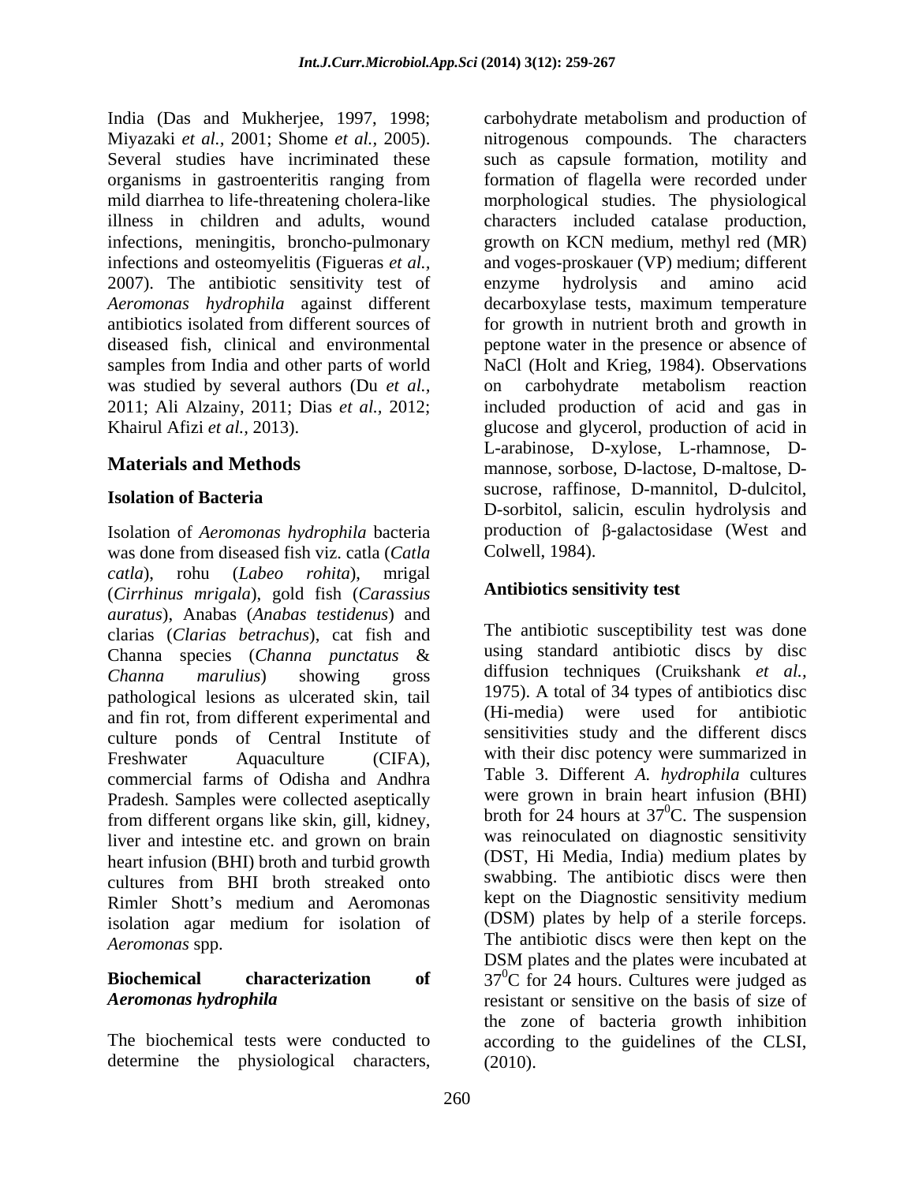India (Das and Mukherjee, 1997, 1998; Miyazaki *et al.,* 2001; Shome *et al.,* 2005). Several studies have incriminated these organisms in gastroenteritis ranging from mild diarrhea to life-threatening cholera-like illness in children and adults, wound infections, meningitis, broncho-pulmonary infections and osteomyelitis (Figueras *et al.,* 2007). The antibiotic sensitivity test of *Aeromonas hydrophila* against different antibiotics isolated from different sources of diseased fish, clinical and environmental samples from India and other parts of world was studied by several authors (Du *et al.,* 2011; Ali Alzainy, 2011; Dias *et al.,* 2012; Khairul Afizi *et al.,* 2013).

## Materials and Methods

### Isolation of Bacteria

Isolation of *Aeromonas hydrophila* bacteria was done from diseased fish viz. catla (*Catla catla*), rohu (*Labeo rohita*), mrigal (*Cirrhinus mrigala*), gold fish (*Carassius auratus*), Anabas (*Anabas testidenus*) and clarias (*Clarias betrachus*), cat fish and Channa species (*Channa punctatus* & *Channa marulius*) showing gross pathological lesions as ulcerated skin, tail and fin rot, from different experimental and culture ponds of Central Institute of Freshwater Aquaculture (CIFA), commercial farms of Odisha and Andhra Pradesh. Samples were collected aseptically from different organs like skin, gill, kidney, liver and intestine etc. and grown on brain heart infusion (BHI) broth and turbid growth cultures from BHI broth streaked onto Rimler Shott's medium and Aeromonas isolation agar medium for isolation of *Aeromonas* spp.

### Biochemical characterization of *Aeromonas hydrophila*

The biochemical tests were conducted to determine the physiological characters, carbohydrate metabolism and production of nitrogenous compounds. The characters such as capsule formation, motility and formation of flagella were recorded under morphological studies. The physiological characters included catalase production, growth on KCN medium, methyl red (MR) and voges-proskauer (VP) medium; different enzyme hydrolysis and amino acid decarboxylase tests, maximum temperature for growth in nutrient broth and growth in peptone water in the presence or absence of NaCl (Holt and Krieg, 1984). Observations on carbohydrate metabolism reaction included production of acid and gas in glucose and glycerol, production of acid in L-arabinose, D-xylose, L-rhamnose, D-mannose, sorbose, D-lactose, D-maltose, D-sucrose, raffinose, D-mannitol, D-dulcitol, D-sorbitol, salicin, esculin hydrolysis and production of β-galactosidase (West and Colwell, 1984).

### Antibiotics sensitivity test

The antibiotic susceptibility test was done using standard antibiotic discs by disc diffusion techniques (Cruikshank *et al.,* 1975). A total of 34 types of antibiotics disc (Hi-media) were used for antibiotic sensitivities study and the different discs with their disc potency were summarized in Table 3. Different *A. hydrophila* cultures were grown in brain heart infusion (BHI) broth for 24 hours at $37^0$C. The suspension was reinoculated on diagnostic sensitivity (DST, Hi Media, India) medium plates by swabbing. The antibiotic discs were then kept on the Diagnostic sensitivity medium (DSM) plates by help of a sterile forceps. The antibiotic discs were then kept on the DSM plates and the plates were incubated at $37^0$C for 24 hours. Cultures were judged as resistant or sensitive on the basis of size of the zone of bacteria growth inhibition according to the guidelines of the CLSI, (2010).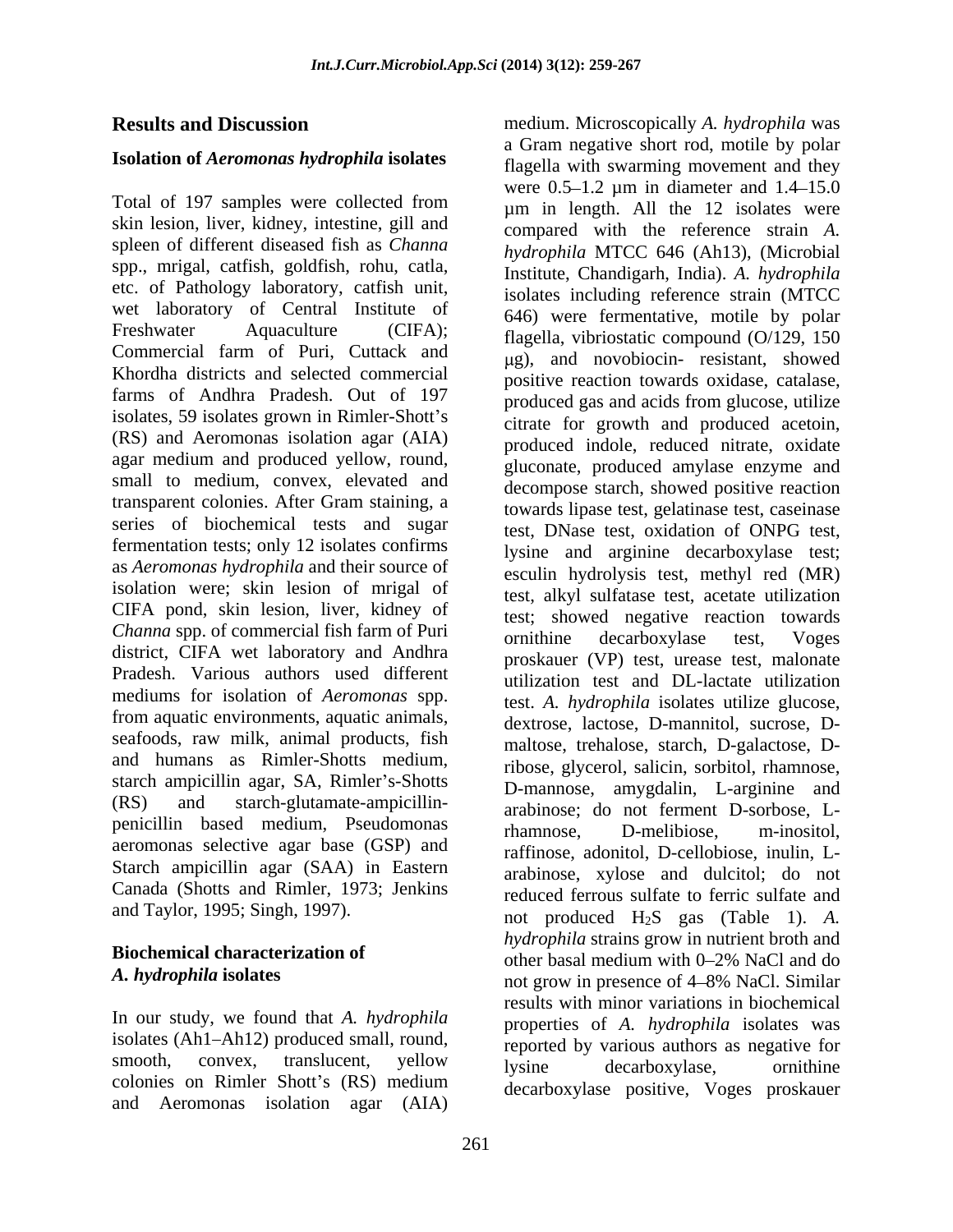## Results and Discussion

### Isolation of *Aeromonas hydrophila* isolates

Total of 197 samples were collected from skin lesion, liver, kidney, intestine, gill and spleen of different diseased fish as *Channa* spp., mrigal, catfish, goldfish, rohu, catla, etc. of Pathology laboratory, catfish unit, wet laboratory of Central Institute of Freshwater Aquaculture (CIFA); Commercial farm of Puri, Cuttack and Khordha districts and selected commercial farms of Andhra Pradesh. Out of 197 isolates, 59 isolates grown in Rimler-Shott's (RS) and Aeromonas isolation agar (AIA) agar medium and produced yellow, round, small to medium, convex, elevated and transparent colonies. After Gram staining, a series of biochemical tests and sugar fermentation tests; only 12 isolates confirms as *Aeromonas hydrophila* and their source of isolation were; skin lesion of mrigal of CIFA pond, skin lesion, liver, kidney of *Channa* spp. of commercial fish farm of Puri district, CIFA wet laboratory and Andhra Pradesh. Various authors used different mediums for isolation of *Aeromonas* spp. from aquatic environments, aquatic animals, seafoods, raw milk, animal products, fish and humans as Rimler-Shotts medium, starch ampicillin agar, SA, Rimler's-Shotts (RS) and starch-glutamate-ampicillin-penicillin based medium, Pseudomonas aeromonas selective agar base (GSP) and Starch ampicillin agar (SAA) in Eastern Canada (Shotts and Rimler, 1973; Jenkins and Taylor, 1995; Singh, 1997).

### Biochemical characterization of *A. hydrophila* isolates

In our study, we found that *A. hydrophila* isolates (Ah1–Ah12) produced small, round, smooth, convex, translucent, yellow colonies on Rimler Shott's (RS) medium and Aeromonas isolation agar (AIA) medium. Microscopically *A. hydrophila* was a Gram negative short rod, motile by polar flagella with swarming movement and they were 0.5–1.2 µm in diameter and 1.4–15.0 µm in length. All the 12 isolates were compared with the reference strain *A. hydrophila* MTCC 646 (Ah13), (Microbial Institute, Chandigarh, India). *A. hydrophila* isolates including reference strain (MTCC 646) were fermentative, motile by polar flagella, vibriostatic compound (O/129, 150 µg), and novobiocin- resistant, showed positive reaction towards oxidase, catalase, produced gas and acids from glucose, utilize citrate for growth and produced acetoin, produced indole, reduced nitrate, oxidate gluconate, produced amylase enzyme and decompose starch, showed positive reaction towards lipase test, gelatinase test, caseinase test, DNase test, oxidation of ONPG test, lysine and arginine decarboxylase test; esculin hydrolysis test, methyl red (MR) test, alkyl sulfatase test, acetate utilization test; showed negative reaction towards ornithine decarboxylase test, Voges proskauer (VP) test, urease test, malonate utilization test and DL-lactate utilization test. *A. hydrophila* isolates utilize glucose, dextrose, lactose, D-mannitol, sucrose, D-maltose, trehalose, starch, D-galactose, D-ribose, glycerol, salicin, sorbitol, rhamnose, D-mannose, amygdalin, L-arginine and arabinose; do not ferment D-sorbose, L-rhamnose, D-melibiose, m-inositol, raffinose, adonitol, D-cellobiose, inulin, L-arabinose, xylose and dulcitol; do not reduced ferrous sulfate to ferric sulfate and not produced $H_2S$ gas (Table 1). *A. hydrophila* strains grow in nutrient broth and other basal medium with 0–2% NaCl and do not grow in presence of 4–8% NaCl. Similar results with minor variations in biochemical properties of *A. hydrophila* isolates was reported by various authors as negative for lysine decarboxylase, ornithine decarboxylase positive, Voges proskauer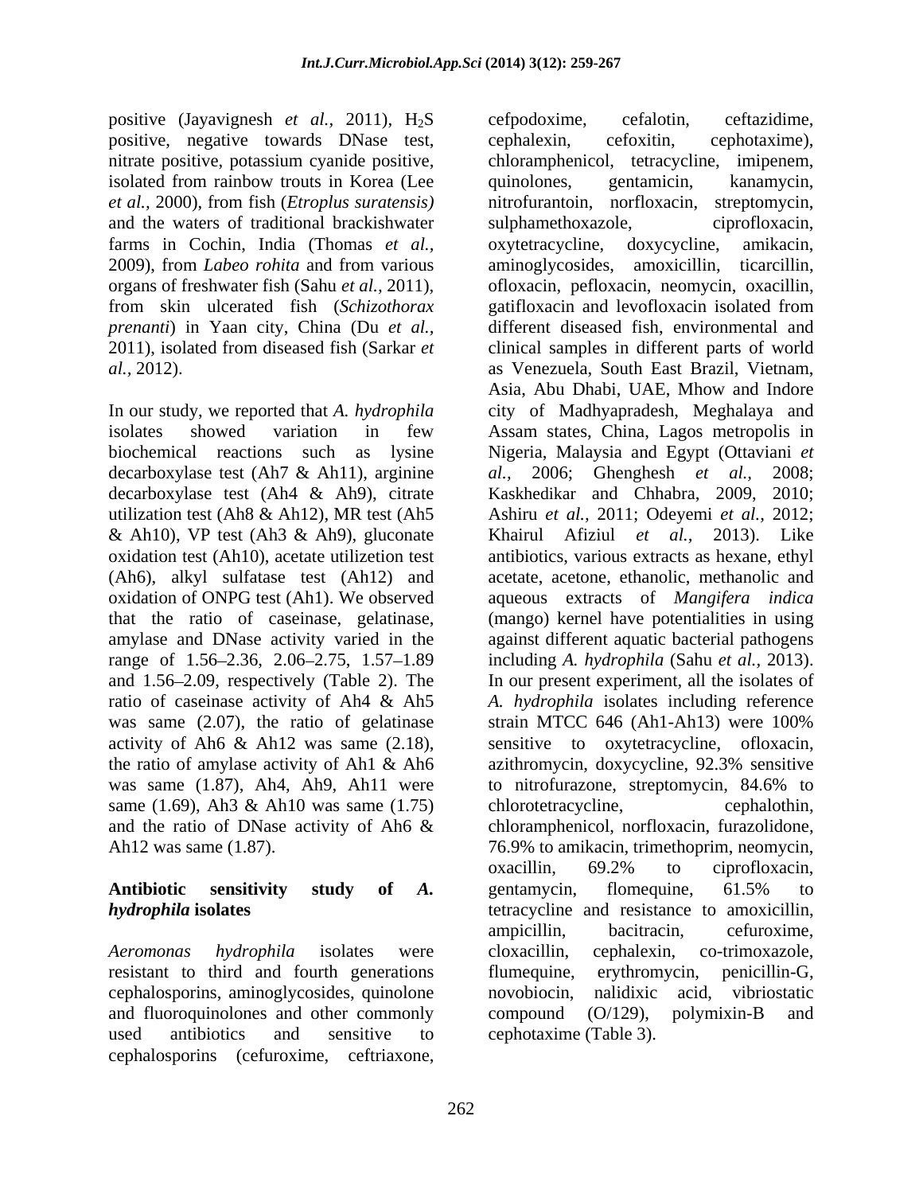positive (Jayavignesh *et al.,* 2011), $H_2S$ positive, negative towards DNase test, nitrate positive, potassium cyanide positive, isolated from rainbow trouts in Korea (Lee *et al.,* 2000), from fish (*Etroplus suratensis)* and the waters of traditional brackishwater farms in Cochin, India (Thomas *et al.,* 2009), from *Labeo rohita* and from various organs of freshwater fish (Sahu *et al.,* 2011), from skin ulcerated fish (*Schizothorax prenanti*) in Yaan city, China (Du *et al.,* 2011), isolated from diseased fish (Sarkar *et al.,* 2012).

In our study, we reported that *A. hydrophila* isolates showed variation in few biochemical reactions such as lysine decarboxylase test (Ah7 & Ah11), arginine decarboxylase test (Ah4 & Ah9), citrate utilization test (Ah8 & Ah12), MR test (Ah5 & Ah10), VP test (Ah3 & Ah9), gluconate oxidation test (Ah10), acetate utilizetion test (Ah6), alkyl sulfatase test (Ah12) and oxidation of ONPG test (Ah1). We observed that the ratio of caseinase, gelatinase, amylase and DNase activity varied in the range of 1.56–2.36, 2.06–2.75, 1.57–1.89 and 1.56–2.09, respectively (Table 2). The ratio of caseinase activity of Ah4 & Ah5 was same (2.07), the ratio of gelatinase activity of Ah6 & Ah12 was same (2.18), the ratio of amylase activity of Ah1 & Ah6 was same (1.87), Ah4, Ah9, Ah11 were same (1.69), Ah3 & Ah10 was same (1.75) and the ratio of DNase activity of Ah6 & Ah12 was same (1.87).

## Antibiotic sensitivity study of *A. hydrophila* isolates

*Aeromonas hydrophila* isolates were resistant to third and fourth generations cephalosporins, aminoglycosides, quinolone and fluoroquinolones and other commonly used antibiotics and sensitive to cephalosporins (cefuroxime, ceftriaxone, cefpodoxime, cefalotin, ceftazidime, cephalexin, cefoxitin, cephotaxime), chloramphenicol, tetracycline, imipenem, quinolones, gentamicin, kanamycin, nitrofurantoin, norfloxacin, streptomycin, sulphamethoxazole, ciprofloxacin, oxytetracycline, doxycycline, amikacin, aminoglycosides, amoxicillin, ticarcillin, ofloxacin, pefloxacin, neomycin, oxacillin, gatifloxacin and levofloxacin isolated from different diseased fish, environmental and clinical samples in different parts of world as Venezuela, South East Brazil, Vietnam, Asia, Abu Dhabi, UAE, Mhow and Indore city of Madhyapradesh, Meghalaya and Assam states, China, Lagos metropolis in Nigeria, Malaysia and Egypt (Ottaviani *et al.,* 2006; Ghenghesh *et al.,* 2008; Kaskhedikar and Chhabra, 2009, 2010; Ashiru *et al.,* 2011; Odeyemi *et al.,* 2012; Khairul Afiziul *et al.,* 2013). Like antibiotics, various extracts as hexane, ethyl acetate, acetone, ethanolic, methanolic and aqueous extracts of *Mangifera indica* (mango) kernel have potentialities in using against different aquatic bacterial pathogens including *A. hydrophila* (Sahu *et al.,* 2013). In our present experiment, all the isolates of *A. hydrophila* isolates including reference strain MTCC 646 (Ah1-Ah13) were 100% sensitive to oxytetracycline, ofloxacin, azithromycin, doxycycline, 92.3% sensitive to nitrofurazone, streptomycin, 84.6% to chlorotetracycline, cephalothin, chloramphenicol, norfloxacin, furazolidone, 76.9% to amikacin, trimethoprim, neomycin, oxacillin, 69.2% to ciprofloxacin, gentamycin, flomequine, 61.5% to tetracycline and resistance to amoxicillin, ampicillin, bacitracin, cefuroxime, cloxacillin, cephalexin, co-trimoxazole, flumequine, erythromycin, penicillin-G, novobiocin, nalidixic acid, vibriostatic compound (O/129), polymixin-B and cephotaxime (Table 3).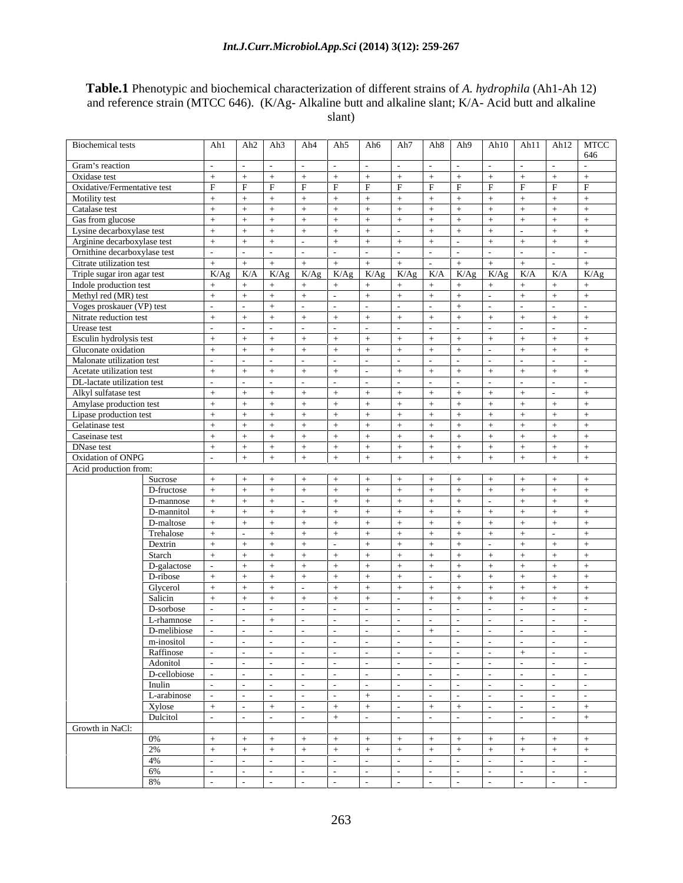**Table.1** Phenotypic and biochemical characterization of different strains of *A. hydrophila* (Ah1-Ah 12) and reference strain (MTCC 646). (K/Ag- Alkaline butt and alkaline slant; K/A- Acid butt and alkaline slant)

| Biochemical tests | | Ah1 | Ah2 | Ah3 | Ah4 | Ah5 | Ah6 | Ah7 | Ah8 | Ah9 | Ah10 | Ah11 | Ah12 | MTCC 646 |
|---|---|---|---|---|---|---|---|---|---|---|---|---|---|---|
| Gram's reaction | | - | - | - | - | - | - | - | - | - | - | - | - | - |
| Oxidase test | | + | + | + | + | + | + | + | + | + | + | + | + | + |
| Oxidative/Fermentative test | | F | F | F | F | F | F | F | F | F | F | F | F | F |
| Motility test | | + | + | + | + | + | + | + | + | + | + | + | + | + |
| Catalase test | | + | + | + | + | + | + | + | + | + | + | + | + | + |
| Gas from glucose | | + | + | + | + | + | + | + | + | + | + | + | + | + |
| Lysine decarboxylase test | | + | + | + | + | + | + | - | + | + | + | - | + | + |
| Arginine decarboxylase test | | + | + | + | - | + | + | + | + | - | + | + | + | + |
| Ornithine decarboxylase test | | - | - | - | - | - | - | - | - | - | - | - | - | - |
| Citrate utilization test | | + | + | + | + | + | + | + | - | + | + | + | - | + |
| Triple sugar iron agar test | | K/Ag | K/A | K/Ag | K/Ag | K/Ag | K/Ag | K/Ag | K/A | K/Ag | K/Ag | K/A | K/A | K/Ag |
| Indole production test | | + | + | + | + | + | + | + | + | + | + | + | + | + |
| Methyl red (MR) test | | + | + | + | + | - | + | + | + | + | - | + | + | + |
| Voges proskauer (VP) test | | - | - | + | - | - | - | - | - | + | - | - | - | - |
| Nitrate reduction test | | + | + | + | + | + | + | + | + | + | + | + | + | + |
| Urease test | | - | - | - | - | - | - | - | - | - | - | - | - | - |
| Esculin hydrolysis test | | + | + | + | + | + | + | + | + | + | + | + | + | + |
| Gluconate oxidation | | + | + | + | + | + | + | + | + | + | - | + | + | + |
| Malonate utilization test | | - | - | - | - | - | - | - | - | - | - | - | - | - |
| Acetate utilization test | | + | + | + | + | + | - | + | + | + | + | + | + | + |
| DL-lactate utilization test | | - | - | - | - | - | - | - | - | - | - | - | - | - |
| Alkyl sulfatase test | | + | + | + | + | + | + | + | + | + | + | + | - | + |
| Amylase production test | | + | + | + | + | + | + | + | + | + | + | + | + | + |
| Lipase production test | | + | + | + | + | + | + | + | + | + | + | + | + | + |
| Gelatinase test | | + | + | + | + | + | + | + | + | + | + | + | + | + |
| Caseinase test | | + | + | + | + | + | + | + | + | + | + | + | + | + |
| DNase test | | + | + | + | + | + | + | + | + | + | + | + | + | + |
| Oxidation of ONPG | | - | + | + | + | + | + | + | + | + | + | + | + | + |
| Acid production from: | | | | | | | | | | | | | | |
| | Sucrose | + | + | + | + | + | + | + | + | + | + | + | + | + |
| | D-fructose | + | + | + | + | + | + | + | + | + | + | + | + | + |
| | D-mannose | + | + | + | - | + | + | + | + | + | - | + | + | + |
| | D-mannitol | + | + | + | + | + | + | + | + | + | + | + | + | + |
| | D-maltose | + | + | + | + | + | + | + | + | + | + | + | + | + |
| | Trehalose | + | - | + | + | + | + | + | + | + | + | + | - | + |
| | Dextrin | + | + | + | + | - | + | + | + | + | - | + | + | + |
| | Starch | + | + | + | + | + | + | + | + | + | + | + | + | + |
| | D-galactose | - | + | + | + | + | + | + | + | + | + | + | + | + |
| | D-ribose | + | + | + | + | + | + | + | - | + | + | + | + | + |
| | Glycerol | + | + | + | - | + | + | + | + | + | + | + | + | + |
| | Salicin | + | + | + | + | + | + | - | + | + | + | + | + | + |
| | D-sorbose | - | - | - | - | - | - | - | - | - | - | - | - | - |
| | L-rhamnose | - | - | + | - | - | - | - | - | - | - | - | - | - |
| | D-melibiose | - | - | - | - | - | - | - | + | - | - | - | - | - |
| | m-inositol | - | - | - | - | - | - | - | - | - | - | - | - | - |
| | Raffinose | - | - | - | - | - | - | - | - | - | - | + | - | - |
| | Adonitol | - | - | - | - | - | - | - | - | - | - | - | - | - |
| | D-cellobiose | - | - | - | - | - | - | - | - | - | - | - | - | - |
| | Inulin | - | - | - | - | - | - | - | - | - | - | - | - | - |
| | L-arabinose | - | - | - | - | - | + | - | - | - | - | - | - | - |
| | Xylose | + | - | + | - | + | + | - | + | + | - | - | - | + |
| | Dulcitol | - | - | - | - | + | - | - | - | - | - | - | - | + |
| Growth in NaCl: | | | | | | | | | | | | | | |
| | 0% | + | + | + | + | + | + | + | + | + | + | + | + | + |
| | 2% | + | + | + | + | + | + | + | + | + | + | + | + | + |
| | 4% | - | - | - | - | - | - | - | - | - | - | - | - | - |
| | 6% | - | - | - | - | - | - | - | - | - | - | - | - | - |
| | 8% | - | - | - | - | - | - | - | - | - | - | - | - | - |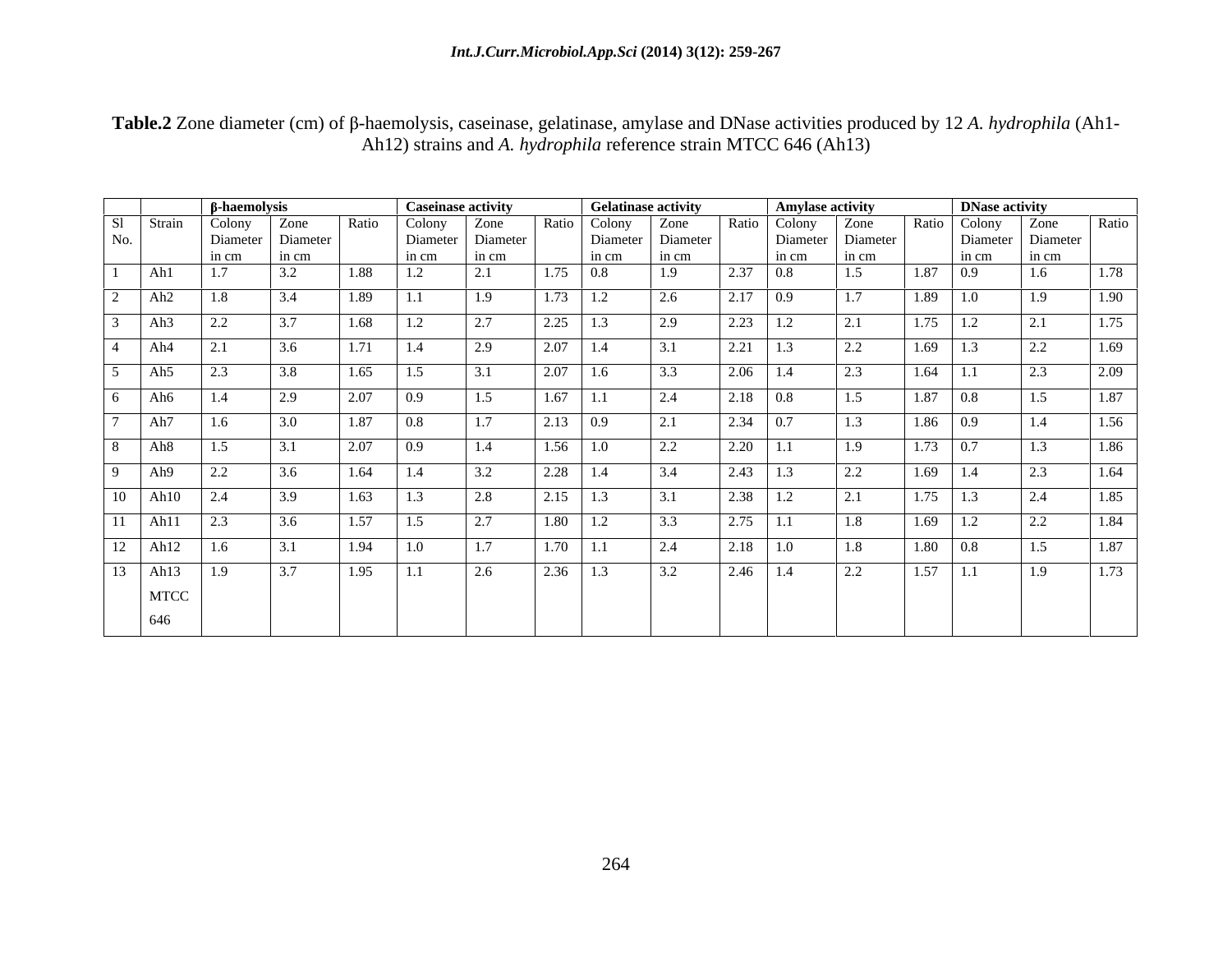**Table.2** Zone diameter (cm) of β-haemolysis, caseinase, gelatinase, amylase and DNase activities produced by 12 *A. hydrophila* (Ah1-Ah12) strains and *A. hydrophila* reference strain MTCC 646 (Ah13)

| | | β-haemolysis | | | Caseinase activity | | | Gelatinase activity | | | Amylase activity | | | DNase activity | | |
|---|---|---|---|---|---|---|---|---|---|---|---|---|---|---|---|---|
| Sl No. | Strain | Colony Diameter in cm | Zone Diameter in cm | Ratio | Colony Diameter in cm | Zone Diameter in cm | Ratio | Colony Diameter in cm | Zone Diameter in cm | Ratio | Colony Diameter in cm | Zone Diameter in cm | Ratio | Colony Diameter in cm | Zone Diameter in cm | Ratio |
| 1 | Ah1 | 1.7 | 3.2 | 1.88 | 1.2 | 2.1 | 1.75 | 0.8 | 1.9 | 2.37 | 0.8 | 1.5 | 1.87 | 0.9 | 1.6 | 1.78 |
| 2 | Ah2 | 1.8 | 3.4 | 1.89 | 1.1 | 1.9 | 1.73 | 1.2 | 2.6 | 2.17 | 0.9 | 1.7 | 1.89 | 1.0 | 1.9 | 1.90 |
| 3 | Ah3 | 2.2 | 3.7 | 1.68 | 1.2 | 2.7 | 2.25 | 1.3 | 2.9 | 2.23 | 1.2 | 2.1 | 1.75 | 1.2 | 2.1 | 1.75 |
| 4 | Ah4 | 2.1 | 3.6 | 1.71 | 1.4 | 2.9 | 2.07 | 1.4 | 3.1 | 2.21 | 1.3 | 2.2 | 1.69 | 1.3 | 2.2 | 1.69 |
| 5 | Ah5 | 2.3 | 3.8 | 1.65 | 1.5 | 3.1 | 2.07 | 1.6 | 3.3 | 2.06 | 1.4 | 2.3 | 1.64 | 1.1 | 2.3 | 2.09 |
| 6 | Ah6 | 1.4 | 2.9 | 2.07 | 0.9 | 1.5 | 1.67 | 1.1 | 2.4 | 2.18 | 0.8 | 1.5 | 1.87 | 0.8 | 1.5 | 1.87 |
| 7 | Ah7 | 1.6 | 3.0 | 1.87 | 0.8 | 1.7 | 2.13 | 0.9 | 2.1 | 2.34 | 0.7 | 1.3 | 1.86 | 0.9 | 1.4 | 1.56 |
| 8 | Ah8 | 1.5 | 3.1 | 2.07 | 0.9 | 1.4 | 1.56 | 1.0 | 2.2 | 2.20 | 1.1 | 1.9 | 1.73 | 0.7 | 1.3 | 1.86 |
| 9 | Ah9 | 2.2 | 3.6 | 1.64 | 1.4 | 3.2 | 2.28 | 1.4 | 3.4 | 2.43 | 1.3 | 2.2 | 1.69 | 1.4 | 2.3 | 1.64 |
| 10 | Ah10 | 2.4 | 3.9 | 1.63 | 1.3 | 2.8 | 2.15 | 1.3 | 3.1 | 2.38 | 1.2 | 2.1 | 1.75 | 1.3 | 2.4 | 1.85 |
| 11 | Ah11 | 2.3 | 3.6 | 1.57 | 1.5 | 2.7 | 1.80 | 1.2 | 3.3 | 2.75 | 1.1 | 1.8 | 1.69 | 1.2 | 2.2 | 1.84 |
| 12 | Ah12 | 1.6 | 3.1 | 1.94 | 1.0 | 1.7 | 1.70 | 1.1 | 2.4 | 2.18 | 1.0 | 1.8 | 1.80 | 0.8 | 1.5 | 1.87 |
| 13 | Ah13 MTCC 646 | 1.9 | 3.7 | 1.95 | 1.1 | 2.6 | 2.36 | 1.3 | 3.2 | 2.46 | 1.4 | 2.2 | 1.57 | 1.1 | 1.9 | 1.73 |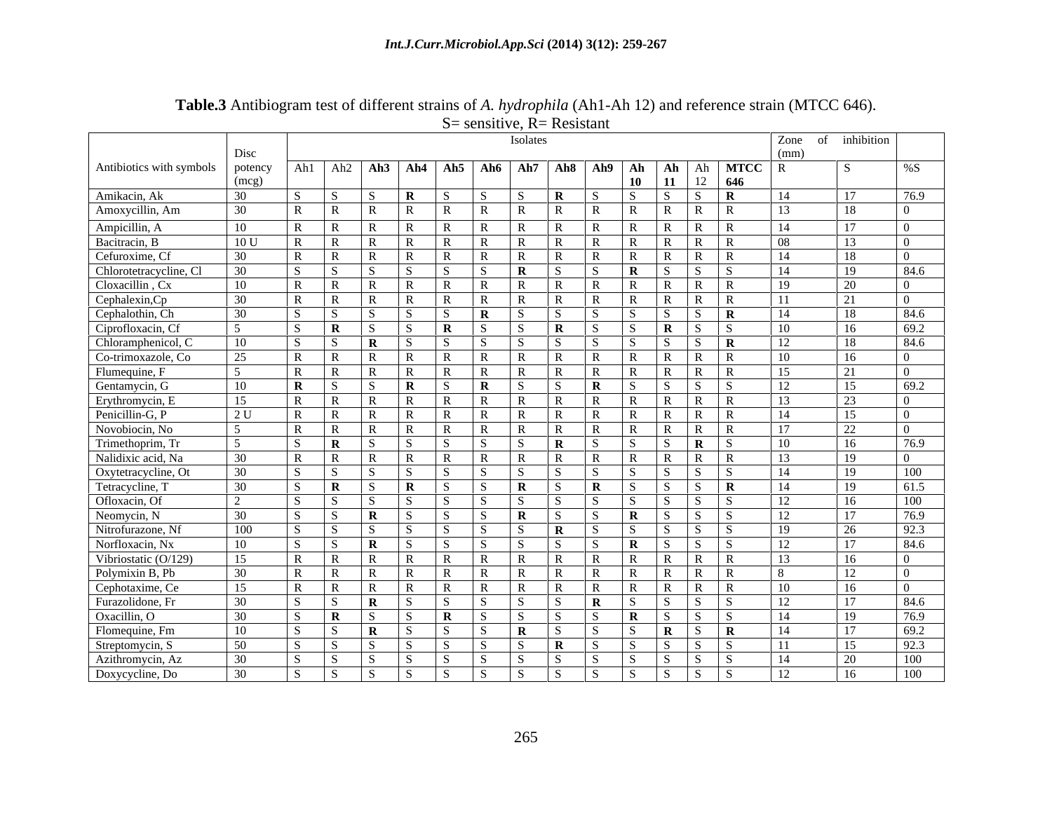**Table.3** Antibiogram test of different strains of *A. hydrophila* (Ah1-Ah 12) and reference strain (MTCC 646). S= sensitive, R= Resistant

| Antibiotics with symbols | Disc potency (mcg) | Isolates | | | | | | | | | | | | | Zone of inhibition (mm) | | |
|---|---|---|---|---|---|---|---|---|---|---|---|---|---|---|---|---|---|
| | | Ah1 | Ah2 | **Ah3** | **Ah4** | **Ah5** | **Ah6** | **Ah7** | **Ah8** | **Ah9** | **Ah 10** | **Ah 11** | Ah 12 | **MTCC 646** | R | S | %S |
| Amikacin, Ak | 30 | S | S | S | **R** | S | S | S | **R** | S | S | S | S | **R** | 14 | 17 | 76.9 |
| Amoxycillin, Am | 30 | R | R | R | R | R | R | R | R | R | R | R | R | R | 13 | 18 | 0 |
| Ampicillin, A | 10 | R | R | R | R | R | R | R | R | R | R | R | R | R | 14 | 17 | 0 |
| Bacitracin, B | 10 U | R | R | R | R | R | R | R | R | R | R | R | R | R | 08 | 13 | 0 |
| Cefuroxime, Cf | 30 | R | R | R | R | R | R | R | R | R | R | R | R | R | 14 | 18 | 0 |
| Chlorotetracycline, Cl | 30 | S | S | S | S | S | S | **R** | S | S | **R** | S | S | S | 14 | 19 | 84.6 |
| Cloxacillin , Cx | 10 | R | R | R | R | R | R | R | R | R | R | R | R | R | 19 | 20 | 0 |
| Cephalexin,Cp | 30 | R | R | R | R | R | R | R | R | R | R | R | R | R | 11 | 21 | 0 |
| Cephalothin, Ch | 30 | S | S | S | S | S | **R** | S | S | S | S | S | S | **R** | 14 | 18 | 84.6 |
| Ciprofloxacin, Cf | 5 | S | **R** | S | S | **R** | S | S | **R** | S | S | **R** | S | S | 10 | 16 | 69.2 |
| Chloramphenicol, C | 10 | S | S | **R** | S | S | S | S | S | S | S | S | S | **R** | 12 | 18 | 84.6 |
| Co-trimoxazole, Co | 25 | R | R | R | R | R | R | R | R | R | R | R | R | R | 10 | 16 | 0 |
| Flumequine, F | 5 | R | R | R | R | R | R | R | R | R | R | R | R | R | 15 | 21 | 0 |
| Gentamycin, G | 10 | **R** | S | S | **R** | S | **R** | S | S | **R** | S | S | S | S | 12 | 15 | 69.2 |
| Erythromycin, E | 15 | R | R | R | R | R | R | R | R | R | R | R | R | R | 13 | 23 | 0 |
| Penicillin-G, P | 2 U | R | R | R | R | R | R | R | R | R | R | R | R | R | 14 | 15 | 0 |
| Novobiocin, No | 5 | R | R | R | R | R | R | R | R | R | R | R | R | R | 17 | 22 | 0 |
| Trimethoprim, Tr | 5 | S | **R** | S | S | S | S | S | **R** | S | S | S | **R** | S | 10 | 16 | 76.9 |
| Nalidixic acid, Na | 30 | R | R | R | R | R | R | R | R | R | R | R | R | R | 13 | 19 | 0 |
| Oxytetracycline, Ot | 30 | S | S | S | S | S | S | S | S | S | S | S | S | S | 14 | 19 | 100 |
| Tetracycline, T | 30 | S | **R** | S | **R** | S | S | **R** | S | **R** | S | S | S | **R** | 14 | 19 | 61.5 |
| Ofloxacin, Of | 2 | S | S | S | S | S | S | S | S | S | S | S | S | S | 12 | 16 | 100 |
| Neomycin, N | 30 | S | S | **R** | S | S | S | **R** | S | S | **R** | S | S | S | 12 | 17 | 76.9 |
| Nitrofurazone, Nf | 100 | S | S | S | S | S | S | S | **R** | S | S | S | S | S | 19 | 26 | 92.3 |
| Norfloxacin, Nx | 10 | S | S | **R** | S | S | S | S | S | S | **R** | S | S | S | 12 | 17 | 84.6 |
| Vibriostatic (O/129) | 15 | R | R | R | R | R | R | R | R | R | R | R | R | R | 13 | 16 | 0 |
| Polymixin B, Pb | 30 | R | R | R | R | R | R | R | R | R | R | R | R | R | 8 | 12 | 0 |
| Cephotaxime, Ce | 15 | R | R | R | R | R | R | R | R | R | R | R | R | R | 10 | 16 | 0 |
| Furazolidone, Fr | 30 | S | S | **R** | S | S | S | S | S | **R** | S | S | S | S | 12 | 17 | 84.6 |
| Oxacillin, O | 30 | S | **R** | S | S | **R** | S | S | S | S | **R** | S | S | S | 14 | 19 | 76.9 |
| Flomequine, Fm | 10 | S | S | **R** | S | S | S | **R** | S | S | S | **R** | S | **R** | 14 | 17 | 69.2 |
| Streptomycin, S | 50 | S | S | S | S | S | S | S | **R** | S | S | S | S | S | 11 | 15 | 92.3 |
| Azithromycin, Az | 30 | S | S | S | S | S | S | S | S | S | S | S | S | S | 14 | 20 | 100 |
| Doxycycline, Do | 30 | S | S | S | S | S | S | S | S | S | S | S | S | S | 12 | 16 | 100 |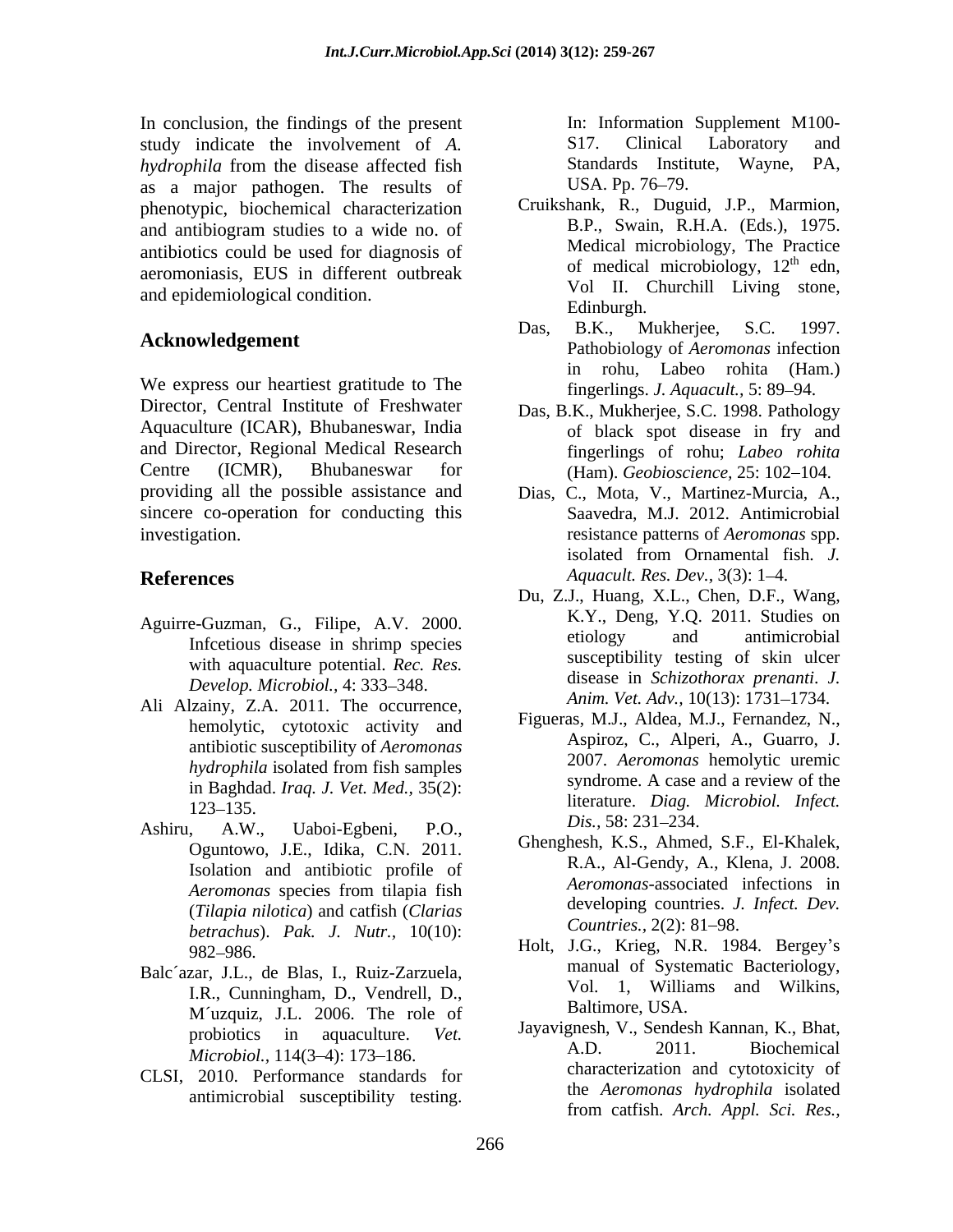In conclusion, the findings of the present study indicate the involvement of *A. hydrophila* from the disease affected fish as a major pathogen. The results of phenotypic, biochemical characterization and antibiogram studies to a wide no. of antibiotics could be used for diagnosis of aeromoniasis, EUS in different outbreak and epidemiological condition.

## Acknowledgement

We express our heartiest gratitude to The Director, Central Institute of Freshwater Aquaculture (ICAR), Bhubaneswar, India and Director, Regional Medical Research Centre (ICMR), Bhubaneswar for providing all the possible assistance and sincere co-operation for conducting this investigation.

## References

Aguirre-Guzman, G., Filipe, A.V. 2000. Infcetious disease in shrimp species with aquaculture potential. *Rec. Res. Develop. Microbiol.,* 4: 333–348.

Ali Alzainy, Z.A. 2011. The occurrence, hemolytic, cytotoxic activity and antibiotic susceptibility of *Aeromonas hydrophila* isolated from fish samples in Baghdad. *Iraq. J. Vet. Med.,* 35(2): 123–135.

Ashiru, A.W., Uaboi-Egbeni, P.O., Oguntowo, J.E., Idika, C.N. 2011. Isolation and antibiotic profile of *Aeromonas* species from tilapia fish (*Tilapia nilotica*) and catfish (*Clarias betrachus*). *Pak. J. Nutr.,* 10(10): 982–986.

Balc´azar, J.L., de Blas, I., Ruiz-Zarzuela, I.R., Cunningham, D., Vendrell, D., M´uzquiz, J.L. 2006. The role of probiotics in aquaculture. *Vet. Microbiol.,* 114(3–4): 173–186.

CLSI, 2010. Performance standards for antimicrobial susceptibility testing. In: Information Supplement M100-S17. Clinical Laboratory and Standards Institute, Wayne, PA, USA. Pp. 76–79.

Cruikshank, R., Duguid, J.P., Marmion, B.P., Swain, R.H.A. (Eds.), 1975. Medical microbiology, The Practice of medical microbiology, 12th edn, Vol II. Churchill Living stone, Edinburgh.

Das, B.K., Mukherjee, S.C. 1997. Pathobiology of *Aeromonas* infection in rohu, Labeo rohita (Ham.) fingerlings. *J. Aquacult.,* 5: 89–94.

Das, B.K., Mukherjee, S.C. 1998. Pathology of black spot disease in fry and fingerlings of rohu; *Labeo rohita* (Ham). *Geobioscience,* 25: 102–104.

Dias, C., Mota, V., Martinez-Murcia, A., Saavedra, M.J. 2012. Antimicrobial resistance patterns of *Aeromonas* spp. isolated from Ornamental fish. *J. Aquacult. Res. Dev.,* 3(3): 1–4.

Du, Z.J., Huang, X.L., Chen, D.F., Wang, K.Y., Deng, Y.Q. 2011. Studies on etiology and antimicrobial susceptibility testing of skin ulcer disease in *Schizothorax prenanti*. *J. Anim. Vet. Adv.,* 10(13): 1731–1734.

Figueras, M.J., Aldea, M.J., Fernandez, N., Aspiroz, C., Alperi, A., Guarro, J. 2007. *Aeromonas* hemolytic uremic syndrome. A case and a review of the literature. *Diag. Microbiol. Infect. Dis.,* 58: 231–234.

Ghenghesh, K.S., Ahmed, S.F., El-Khalek, R.A., Al-Gendy, A., Klena, J. 2008. *Aeromonas*-associated infections in developing countries. *J. Infect. Dev. Countries.,* 2(2): 81–98.

Holt, J.G., Krieg, N.R. 1984. Bergey's manual of Systematic Bacteriology, Vol. 1, Williams and Wilkins, Baltimore, USA.

Jayavignesh, V., Sendesh Kannan, K., Bhat, A.D. 2011. Biochemical characterization and cytotoxicity of the *Aeromonas hydrophila* isolated from catfish. *Arch. Appl. Sci. Res.,*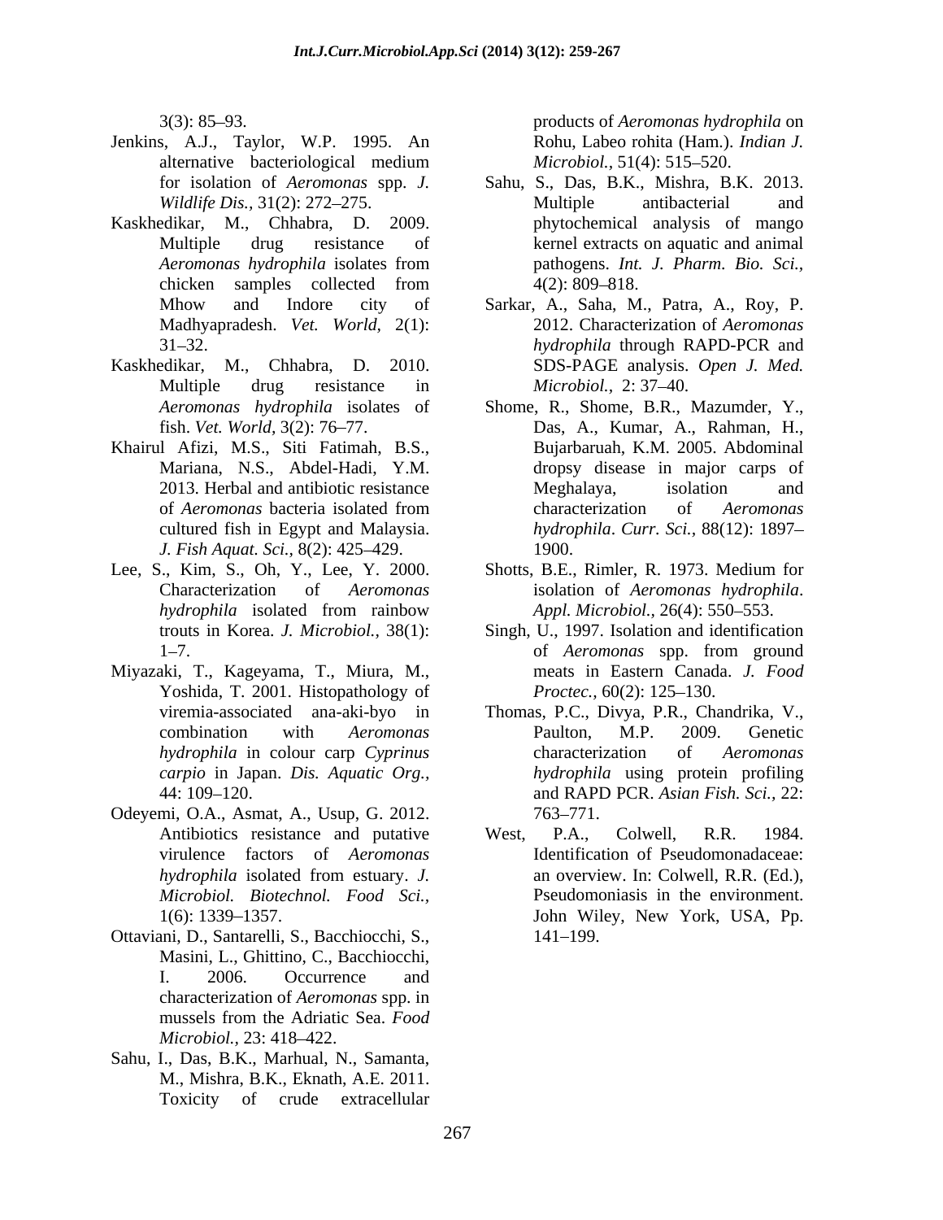3(3): 85–93.

Jenkins, A.J., Taylor, W.P. 1995. An alternative bacteriological medium for isolation of *Aeromonas* spp. *J. Wildlife Dis.,* 31(2): 272–275.

Kaskhedikar, M., Chhabra, D. 2009. Multiple drug resistance of *Aeromonas hydrophila* isolates from chicken samples collected from Mhow and Indore city of Madhyapradesh. *Vet. World,* 2(1): 31–32.

Kaskhedikar, M., Chhabra, D. 2010. Multiple drug resistance in *Aeromonas hydrophila* isolates of fish. *Vet. World,* 3(2): 76–77.

Khairul Afizi, M.S., Siti Fatimah, B.S., Mariana, N.S., Abdel-Hadi, Y.M. 2013. Herbal and antibiotic resistance of *Aeromonas* bacteria isolated from cultured fish in Egypt and Malaysia. *J. Fish Aquat. Sci.,* 8(2): 425–429.

Lee, S., Kim, S., Oh, Y., Lee, Y. 2000. Characterization of *Aeromonas hydrophila* isolated from rainbow trouts in Korea. *J. Microbiol.,* 38(1): 1–7.

Miyazaki, T., Kageyama, T., Miura, M., Yoshida, T. 2001. Histopathology of viremia-associated ana-aki-byo in combination with *Aeromonas hydrophila* in colour carp *Cyprinus carpio* in Japan. *Dis. Aquatic Org.,* 44: 109–120.

Odeyemi, O.A., Asmat, A., Usup, G. 2012. Antibiotics resistance and putative virulence factors of *Aeromonas hydrophila* isolated from estuary. *J. Microbiol. Biotechnol. Food Sci.,* 1(6): 1339–1357.

Ottaviani, D., Santarelli, S., Bacchiocchi, S., Masini, L., Ghittino, C., Bacchiocchi, I. 2006. Occurrence and characterization of *Aeromonas* spp. in mussels from the Adriatic Sea. *Food Microbiol.,* 23: 418–422.

Sahu, I., Das, B.K., Marhual, N., Samanta, M., Mishra, B.K., Eknath, A.E. 2011. Toxicity of crude extracellular products of *Aeromonas hydrophila* on Rohu, Labeo rohita (Ham.). *Indian J. Microbiol.,* 51(4): 515–520.

Sahu, S., Das, B.K., Mishra, B.K. 2013. Multiple antibacterial and phytochemical analysis of mango kernel extracts on aquatic and animal pathogens. *Int. J. Pharm. Bio. Sci.,* 4(2): 809–818.

Sarkar, A., Saha, M., Patra, A., Roy, P. 2012. Characterization of *Aeromonas hydrophila* through RAPD-PCR and SDS-PAGE analysis. *Open J. Med. Microbiol.,* 2: 37–40.

Shome, R., Shome, B.R., Mazumder, Y., Das, A., Kumar, A., Rahman, H., Bujarbaruah, K.M. 2005. Abdominal dropsy disease in major carps of Meghalaya, isolation and characterization of *Aeromonas hydrophila*. *Curr. Sci.,* 88(12): 1897–1900.

Shotts, B.E., Rimler, R. 1973. Medium for isolation of *Aeromonas hydrophila*. *Appl. Microbiol.,* 26(4): 550–553.

Singh, U., 1997. Isolation and identification of *Aeromonas* spp. from ground meats in Eastern Canada. *J. Food Proctec.,* 60(2): 125–130.

Thomas, P.C., Divya, P.R., Chandrika, V., Paulton, M.P. 2009. Genetic characterization of *Aeromonas hydrophila* using protein profiling and RAPD PCR. *Asian Fish. Sci.,* 22: 763–771.

West, P.A., Colwell, R.R. 1984. Identification of Pseudomonadaceae: an overview. In: Colwell, R.R. (Ed.), Pseudomoniasis in the environment. John Wiley, New York, USA, Pp. 141–199.